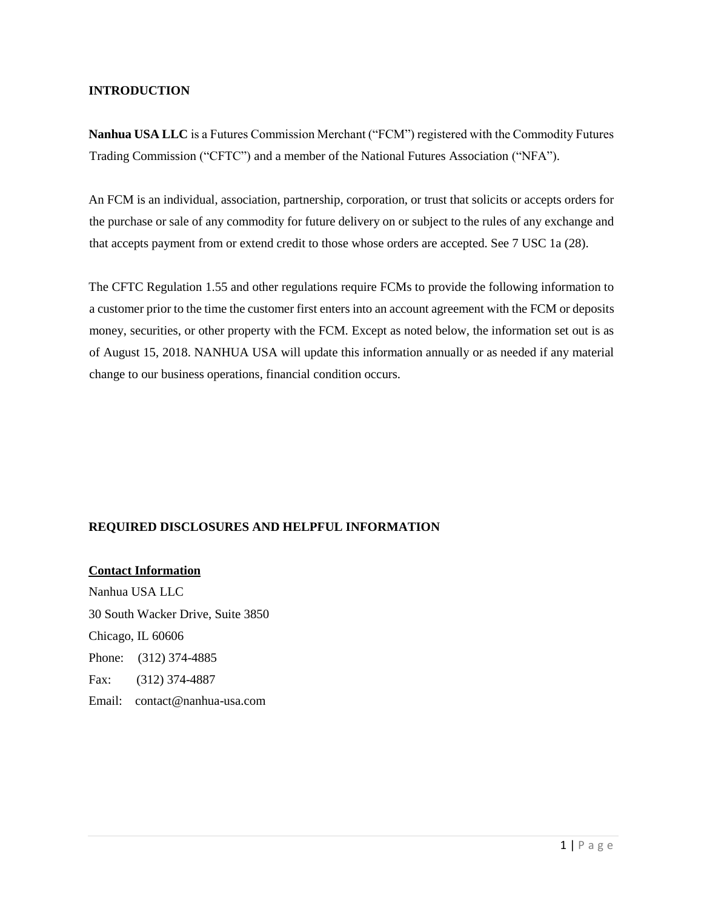## INTRODUCTION

**Nanhua USA LLC** is a Futures Commission Merchant ("FCM") registered with the Commodity Futures Trading Commission ("CFTC") and a member of the National Futures Association ("NFA").

An FCM is an individual, association, partnership, corporation, or trust that solicits or accepts orders for the purchase or sale of any commodity for future delivery on or subject to the rules of any exchange and that accepts payment from or extend credit to those whose orders are accepted. See 7 USC 1a (28).

The CFTC Regulation 1.55 and other regulations require FCMs to provide the following information to a customer prior to the time the customer first enters into an account agreement with the FCM or deposits money, securities, or other property with the FCM. Except as noted below, the information set out is as of August 15, 2018. NANHUA USA will update this information annually or as needed if any material change to our business operations, financial condition occurs.

## REQUIRED DISCLOSURES AND HELPFUL INFORMATION

### Contact Information

Nanhua USA LLC
30 South Wacker Drive, Suite 3850
Chicago, IL 60606
Phone: (312) 374-4885
Fax: (312) 374-4887
Email: contact@nanhua-usa.com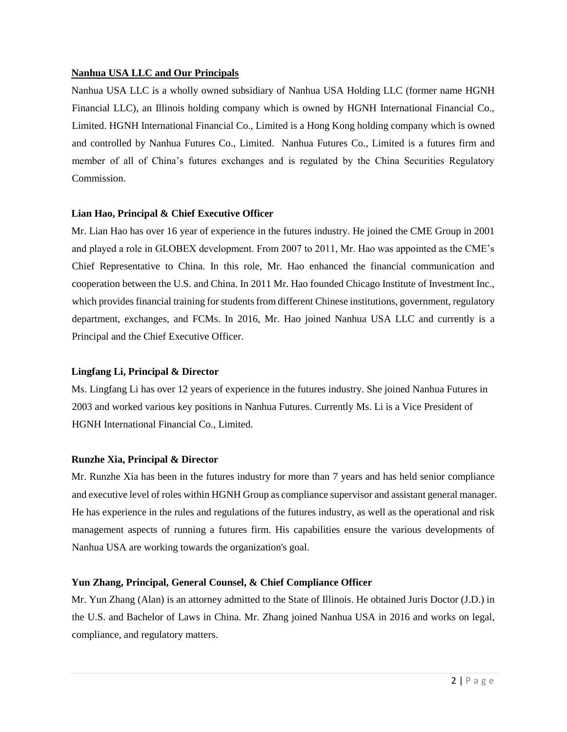## Nanhua USA LLC and Our Principals

Nanhua USA LLC is a wholly owned subsidiary of Nanhua USA Holding LLC (former name HGNH Financial LLC), an Illinois holding company which is owned by HGNH International Financial Co., Limited. HGNH International Financial Co., Limited is a Hong Kong holding company which is owned and controlled by Nanhua Futures Co., Limited. Nanhua Futures Co., Limited is a futures firm and member of all of China's futures exchanges and is regulated by the China Securities Regulatory Commission.

### Lian Hao, Principal & Chief Executive Officer

Mr. Lian Hao has over 16 year of experience in the futures industry. He joined the CME Group in 2001 and played a role in GLOBEX development. From 2007 to 2011, Mr. Hao was appointed as the CME's Chief Representative to China. In this role, Mr. Hao enhanced the financial communication and cooperation between the U.S. and China. In 2011 Mr. Hao founded Chicago Institute of Investment Inc., which provides financial training for students from different Chinese institutions, government, regulatory department, exchanges, and FCMs. In 2016, Mr. Hao joined Nanhua USA LLC and currently is a Principal and the Chief Executive Officer.

### Lingfang Li, Principal & Director

Ms. Lingfang Li has over 12 years of experience in the futures industry. She joined Nanhua Futures in 2003 and worked various key positions in Nanhua Futures. Currently Ms. Li is a Vice President of HGNH International Financial Co., Limited.

### Runzhe Xia, Principal & Director

Mr. Runzhe Xia has been in the futures industry for more than 7 years and has held senior compliance and executive level of roles within HGNH Group as compliance supervisor and assistant general manager. He has experience in the rules and regulations of the futures industry, as well as the operational and risk management aspects of running a futures firm. His capabilities ensure the various developments of Nanhua USA are working towards the organization's goal.

### Yun Zhang, Principal, General Counsel, & Chief Compliance Officer

Mr. Yun Zhang (Alan) is an attorney admitted to the State of Illinois. He obtained Juris Doctor (J.D.) in the U.S. and Bachelor of Laws in China. Mr. Zhang joined Nanhua USA in 2016 and works on legal, compliance, and regulatory matters.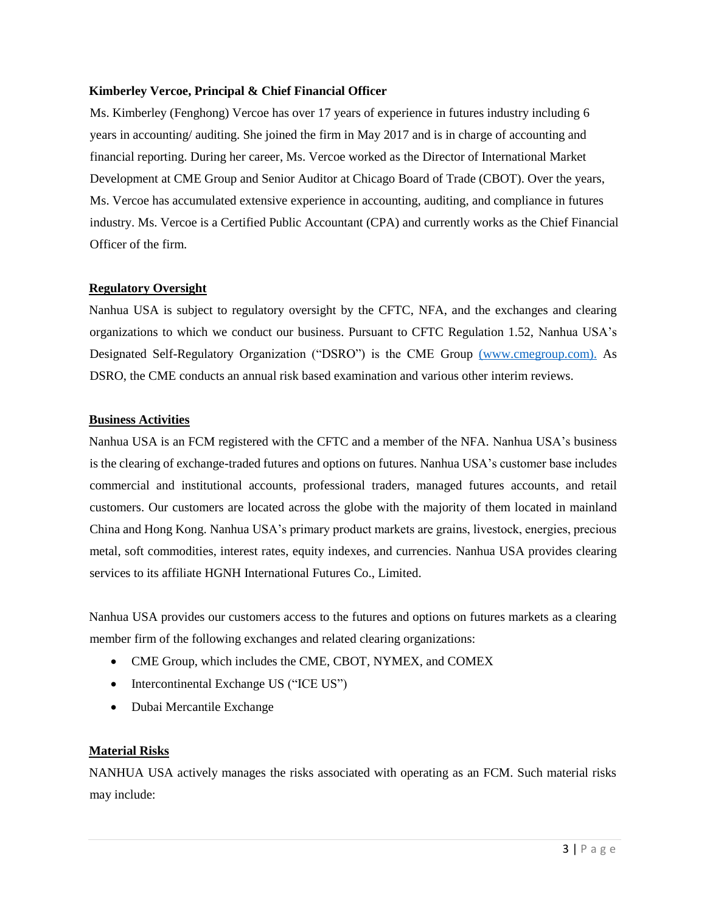**Kimberley Vercoe, Principal & Chief Financial Officer**

Ms. Kimberley (Fenghong) Vercoe has over 17 years of experience in futures industry including 6 years in accounting/ auditing. She joined the firm in May 2017 and is in charge of accounting and financial reporting. During her career, Ms. Vercoe worked as the Director of International Market Development at CME Group and Senior Auditor at Chicago Board of Trade (CBOT). Over the years, Ms. Vercoe has accumulated extensive experience in accounting, auditing, and compliance in futures industry. Ms. Vercoe is a Certified Public Accountant (CPA) and currently works as the Chief Financial Officer of the firm.

## Regulatory Oversight

Nanhua USA is subject to regulatory oversight by the CFTC, NFA, and the exchanges and clearing organizations to which we conduct our business. Pursuant to CFTC Regulation 1.52, Nanhua USA's Designated Self-Regulatory Organization ("DSRO") is the CME Group (www.cmegroup.com). As DSRO, the CME conducts an annual risk based examination and various other interim reviews.

## Business Activities

Nanhua USA is an FCM registered with the CFTC and a member of the NFA. Nanhua USA's business is the clearing of exchange-traded futures and options on futures. Nanhua USA's customer base includes commercial and institutional accounts, professional traders, managed futures accounts, and retail customers. Our customers are located across the globe with the majority of them located in mainland China and Hong Kong. Nanhua USA's primary product markets are grains, livestock, energies, precious metal, soft commodities, interest rates, equity indexes, and currencies. Nanhua USA provides clearing services to its affiliate HGNH International Futures Co., Limited.

Nanhua USA provides our customers access to the futures and options on futures markets as a clearing member firm of the following exchanges and related clearing organizations:

- CME Group, which includes the CME, CBOT, NYMEX, and COMEX
- Intercontinental Exchange US ("ICE US")
- Dubai Mercantile Exchange

## Material Risks

NANHUA USA actively manages the risks associated with operating as an FCM. Such material risks may include: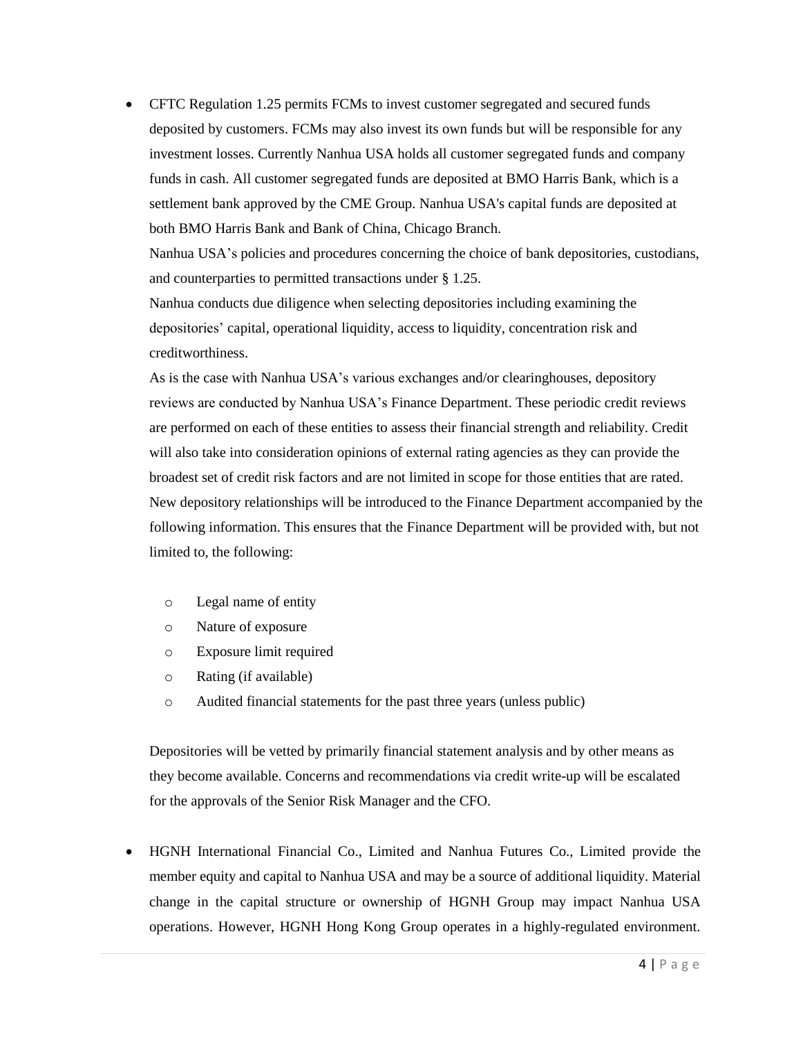- CFTC Regulation 1.25 permits FCMs to invest customer segregated and secured funds deposited by customers. FCMs may also invest its own funds but will be responsible for any investment losses. Currently Nanhua USA holds all customer segregated funds and company funds in cash. All customer segregated funds are deposited at BMO Harris Bank, which is a settlement bank approved by the CME Group. Nanhua USA's capital funds are deposited at both BMO Harris Bank and Bank of China, Chicago Branch.

  Nanhua USA's policies and procedures concerning the choice of bank depositories, custodians, and counterparties to permitted transactions under § 1.25.

  Nanhua conducts due diligence when selecting depositories including examining the depositories' capital, operational liquidity, access to liquidity, concentration risk and creditworthiness.

  As is the case with Nanhua USA's various exchanges and/or clearinghouses, depository reviews are conducted by Nanhua USA's Finance Department. These periodic credit reviews are performed on each of these entities to assess their financial strength and reliability. Credit will also take into consideration opinions of external rating agencies as they can provide the broadest set of credit risk factors and are not limited in scope for those entities that are rated. New depository relationships will be introduced to the Finance Department accompanied by the following information. This ensures that the Finance Department will be provided with, but not limited to, the following:

  - Legal name of entity
  - Nature of exposure
  - Exposure limit required
  - Rating (if available)
  - Audited financial statements for the past three years (unless public)

  Depositories will be vetted by primarily financial statement analysis and by other means as they become available. Concerns and recommendations via credit write-up will be escalated for the approvals of the Senior Risk Manager and the CFO.

- HGNH International Financial Co., Limited and Nanhua Futures Co., Limited provide the member equity and capital to Nanhua USA and may be a source of additional liquidity. Material change in the capital structure or ownership of HGNH Group may impact Nanhua USA operations. However, HGNH Hong Kong Group operates in a highly-regulated environment.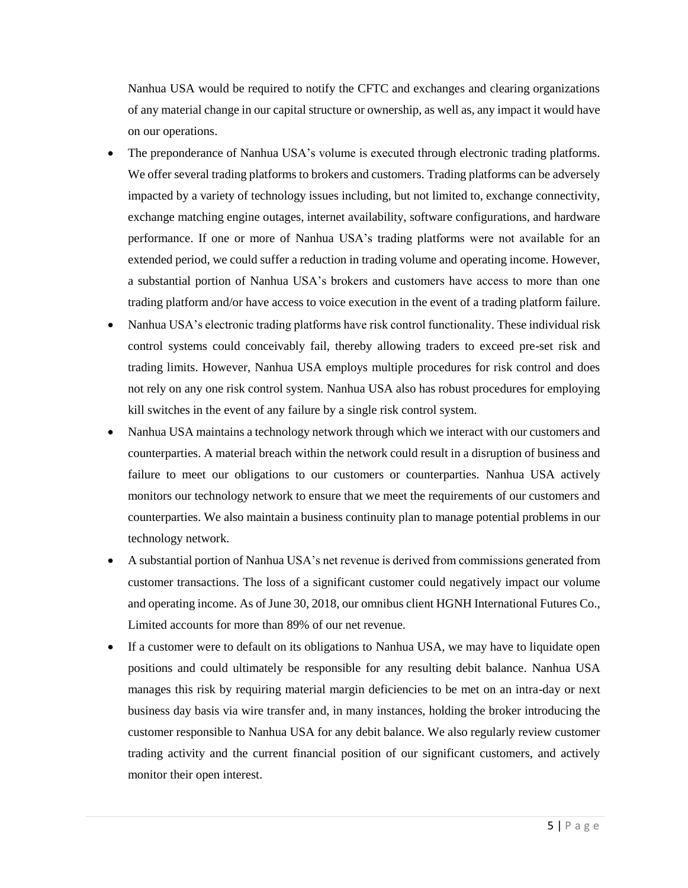Nanhua USA would be required to notify the CFTC and exchanges and clearing organizations of any material change in our capital structure or ownership, as well as, any impact it would have on our operations.

- The preponderance of Nanhua USA's volume is executed through electronic trading platforms. We offer several trading platforms to brokers and customers. Trading platforms can be adversely impacted by a variety of technology issues including, but not limited to, exchange connectivity, exchange matching engine outages, internet availability, software configurations, and hardware performance. If one or more of Nanhua USA's trading platforms were not available for an extended period, we could suffer a reduction in trading volume and operating income. However, a substantial portion of Nanhua USA's brokers and customers have access to more than one trading platform and/or have access to voice execution in the event of a trading platform failure.
- Nanhua USA's electronic trading platforms have risk control functionality. These individual risk control systems could conceivably fail, thereby allowing traders to exceed pre-set risk and trading limits. However, Nanhua USA employs multiple procedures for risk control and does not rely on any one risk control system. Nanhua USA also has robust procedures for employing kill switches in the event of any failure by a single risk control system.
- Nanhua USA maintains a technology network through which we interact with our customers and counterparties. A material breach within the network could result in a disruption of business and failure to meet our obligations to our customers or counterparties. Nanhua USA actively monitors our technology network to ensure that we meet the requirements of our customers and counterparties. We also maintain a business continuity plan to manage potential problems in our technology network.
- A substantial portion of Nanhua USA's net revenue is derived from commissions generated from customer transactions. The loss of a significant customer could negatively impact our volume and operating income. As of June 30, 2018, our omnibus client HGNH International Futures Co., Limited accounts for more than 89% of our net revenue.
- If a customer were to default on its obligations to Nanhua USA, we may have to liquidate open positions and could ultimately be responsible for any resulting debit balance. Nanhua USA manages this risk by requiring material margin deficiencies to be met on an intra-day or next business day basis via wire transfer and, in many instances, holding the broker introducing the customer responsible to Nanhua USA for any debit balance. We also regularly review customer trading activity and the current financial position of our significant customers, and actively monitor their open interest.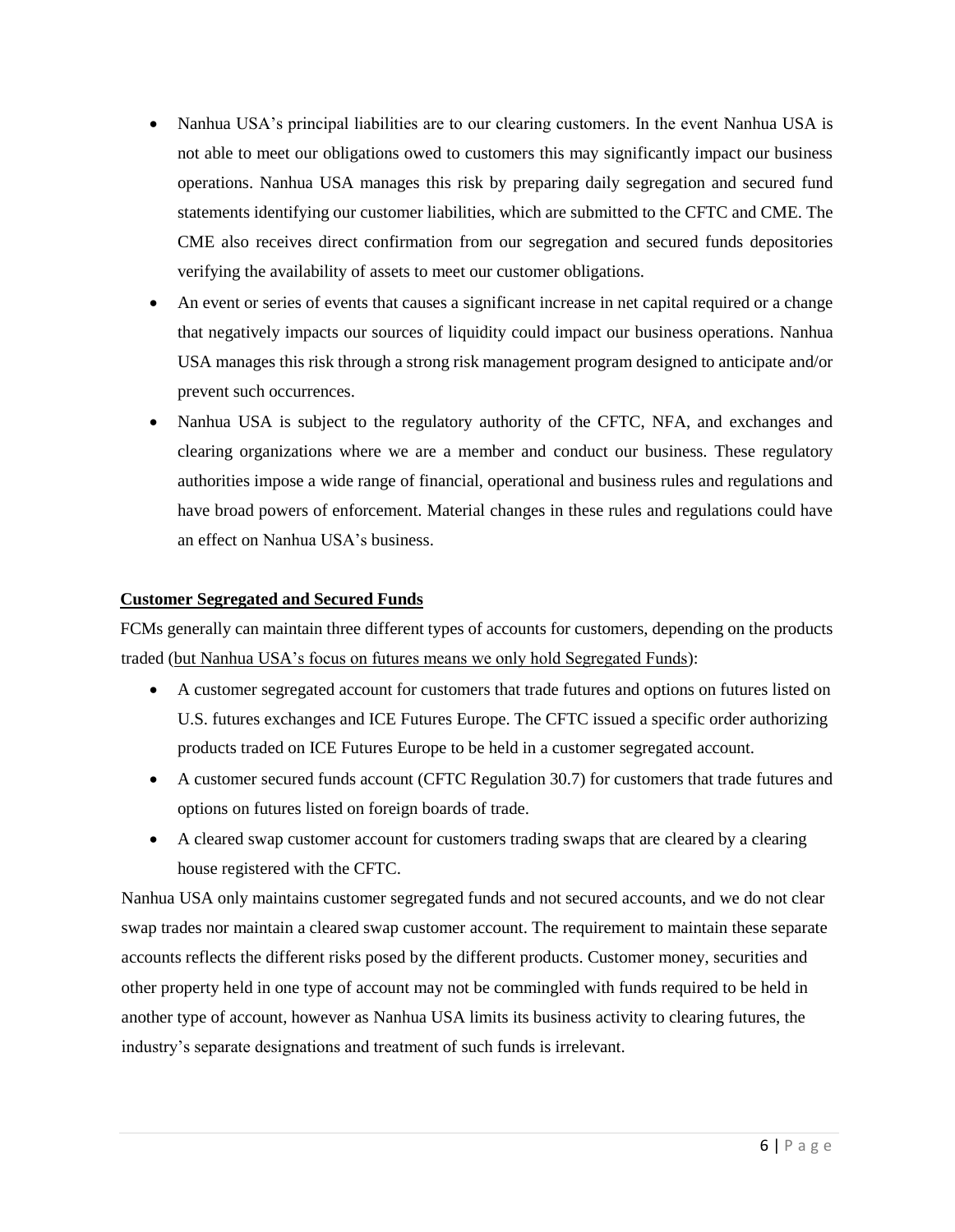- Nanhua USA's principal liabilities are to our clearing customers. In the event Nanhua USA is not able to meet our obligations owed to customers this may significantly impact our business operations. Nanhua USA manages this risk by preparing daily segregation and secured fund statements identifying our customer liabilities, which are submitted to the CFTC and CME. The CME also receives direct confirmation from our segregation and secured funds depositories verifying the availability of assets to meet our customer obligations.
- An event or series of events that causes a significant increase in net capital required or a change that negatively impacts our sources of liquidity could impact our business operations. Nanhua USA manages this risk through a strong risk management program designed to anticipate and/or prevent such occurrences.
- Nanhua USA is subject to the regulatory authority of the CFTC, NFA, and exchanges and clearing organizations where we are a member and conduct our business. These regulatory authorities impose a wide range of financial, operational and business rules and regulations and have broad powers of enforcement. Material changes in these rules and regulations could have an effect on Nanhua USA's business.

**Customer Segregated and Secured Funds**

FCMs generally can maintain three different types of accounts for customers, depending on the products traded (but Nanhua USA's focus on futures means we only hold Segregated Funds):

- A customer segregated account for customers that trade futures and options on futures listed on U.S. futures exchanges and ICE Futures Europe. The CFTC issued a specific order authorizing products traded on ICE Futures Europe to be held in a customer segregated account.
- A customer secured funds account (CFTC Regulation 30.7) for customers that trade futures and options on futures listed on foreign boards of trade.
- A cleared swap customer account for customers trading swaps that are cleared by a clearing house registered with the CFTC.

Nanhua USA only maintains customer segregated funds and not secured accounts, and we do not clear swap trades nor maintain a cleared swap customer account. The requirement to maintain these separate accounts reflects the different risks posed by the different products. Customer money, securities and other property held in one type of account may not be commingled with funds required to be held in another type of account, however as Nanhua USA limits its business activity to clearing futures, the industry's separate designations and treatment of such funds is irrelevant.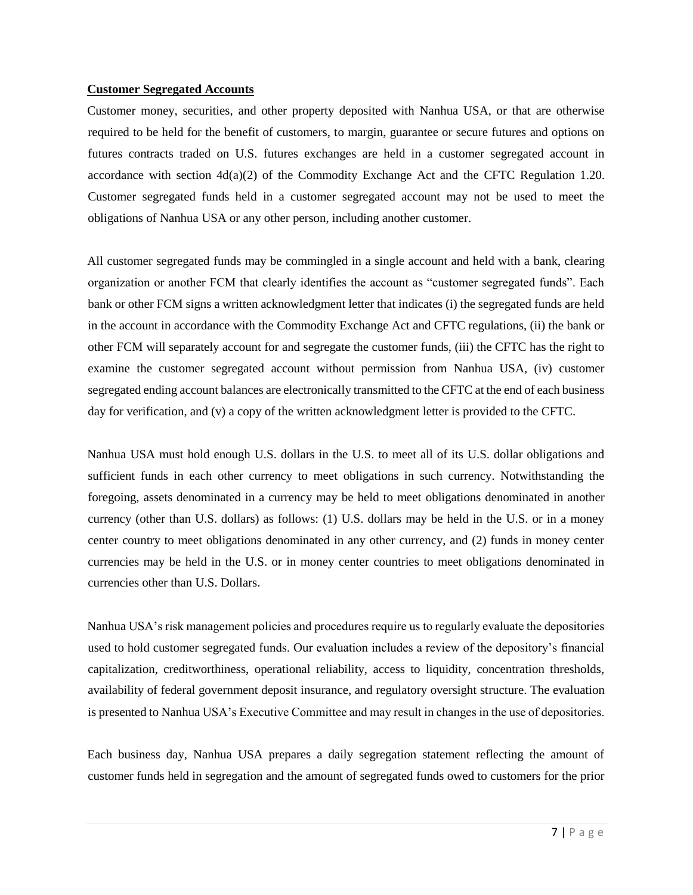**Customer Segregated Accounts**

Customer money, securities, and other property deposited with Nanhua USA, or that are otherwise required to be held for the benefit of customers, to margin, guarantee or secure futures and options on futures contracts traded on U.S. futures exchanges are held in a customer segregated account in accordance with section 4d(a)(2) of the Commodity Exchange Act and the CFTC Regulation 1.20. Customer segregated funds held in a customer segregated account may not be used to meet the obligations of Nanhua USA or any other person, including another customer.

All customer segregated funds may be commingled in a single account and held with a bank, clearing organization or another FCM that clearly identifies the account as "customer segregated funds". Each bank or other FCM signs a written acknowledgment letter that indicates (i) the segregated funds are held in the account in accordance with the Commodity Exchange Act and CFTC regulations, (ii) the bank or other FCM will separately account for and segregate the customer funds, (iii) the CFTC has the right to examine the customer segregated account without permission from Nanhua USA, (iv) customer segregated ending account balances are electronically transmitted to the CFTC at the end of each business day for verification, and (v) a copy of the written acknowledgment letter is provided to the CFTC.

Nanhua USA must hold enough U.S. dollars in the U.S. to meet all of its U.S. dollar obligations and sufficient funds in each other currency to meet obligations in such currency. Notwithstanding the foregoing, assets denominated in a currency may be held to meet obligations denominated in another currency (other than U.S. dollars) as follows: (1) U.S. dollars may be held in the U.S. or in a money center country to meet obligations denominated in any other currency, and (2) funds in money center currencies may be held in the U.S. or in money center countries to meet obligations denominated in currencies other than U.S. Dollars.

Nanhua USA's risk management policies and procedures require us to regularly evaluate the depositories used to hold customer segregated funds. Our evaluation includes a review of the depository's financial capitalization, creditworthiness, operational reliability, access to liquidity, concentration thresholds, availability of federal government deposit insurance, and regulatory oversight structure. The evaluation is presented to Nanhua USA's Executive Committee and may result in changes in the use of depositories.

Each business day, Nanhua USA prepares a daily segregation statement reflecting the amount of customer funds held in segregation and the amount of segregated funds owed to customers for the prior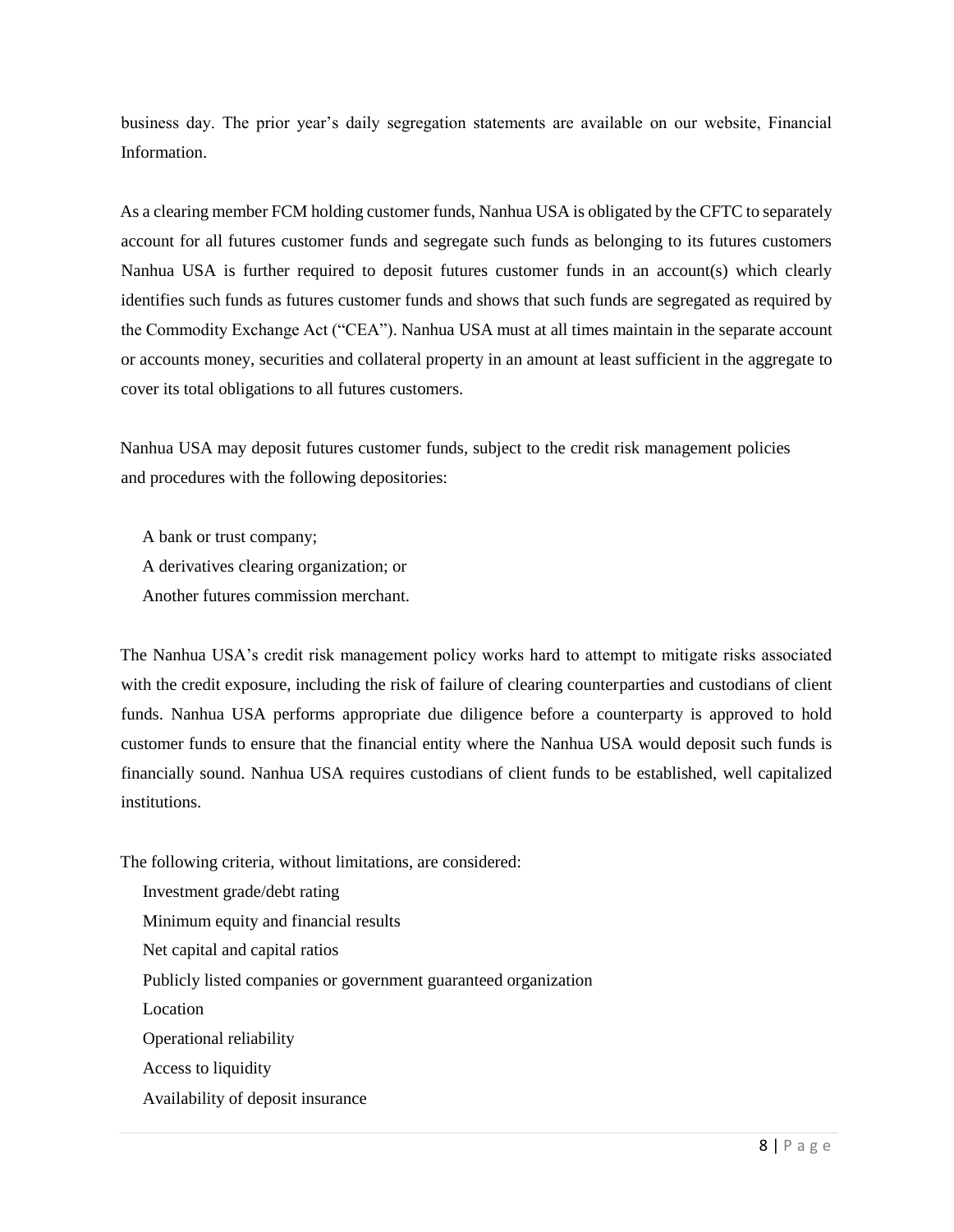business day. The prior year's daily segregation statements are available on our website, Financial Information.

As a clearing member FCM holding customer funds, Nanhua USA is obligated by the CFTC to separately account for all futures customer funds and segregate such funds as belonging to its futures customers Nanhua USA is further required to deposit futures customer funds in an account(s) which clearly identifies such funds as futures customer funds and shows that such funds are segregated as required by the Commodity Exchange Act ("CEA"). Nanhua USA must at all times maintain in the separate account or accounts money, securities and collateral property in an amount at least sufficient in the aggregate to cover its total obligations to all futures customers.

Nanhua USA may deposit futures customer funds, subject to the credit risk management policies and procedures with the following depositories:

- A bank or trust company;
- A derivatives clearing organization; or
- Another futures commission merchant.

The Nanhua USA's credit risk management policy works hard to attempt to mitigate risks associated with the credit exposure, including the risk of failure of clearing counterparties and custodians of client funds. Nanhua USA performs appropriate due diligence before a counterparty is approved to hold customer funds to ensure that the financial entity where the Nanhua USA would deposit such funds is financially sound. Nanhua USA requires custodians of client funds to be established, well capitalized institutions.

The following criteria, without limitations, are considered:

- Investment grade/debt rating
- Minimum equity and financial results
- Net capital and capital ratios
- Publicly listed companies or government guaranteed organization
- Location
- Operational reliability
- Access to liquidity
- Availability of deposit insurance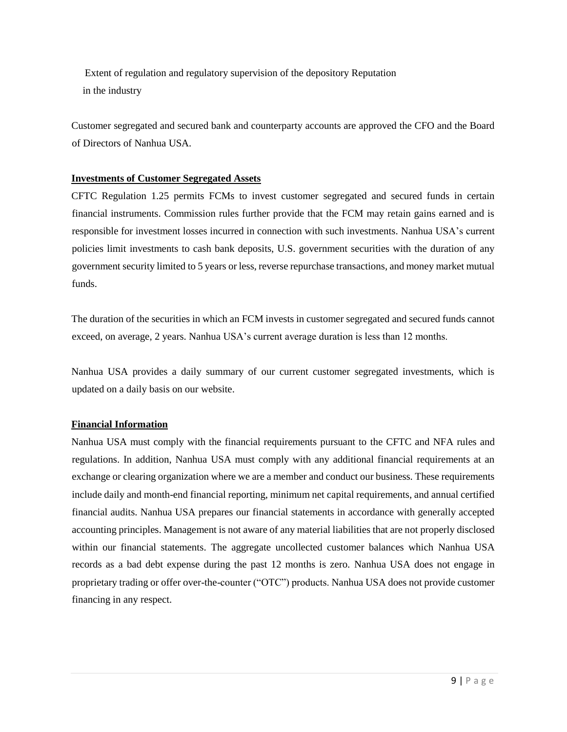Extent of regulation and regulatory supervision of the depository Reputation in the industry

Customer segregated and secured bank and counterparty accounts are approved the CFO and the Board of Directors of Nanhua USA.

**Investments of Customer Segregated Assets**

CFTC Regulation 1.25 permits FCMs to invest customer segregated and secured funds in certain financial instruments. Commission rules further provide that the FCM may retain gains earned and is responsible for investment losses incurred in connection with such investments. Nanhua USA's current policies limit investments to cash bank deposits, U.S. government securities with the duration of any government security limited to 5 years or less, reverse repurchase transactions, and money market mutual funds.

The duration of the securities in which an FCM invests in customer segregated and secured funds cannot exceed, on average, 2 years. Nanhua USA's current average duration is less than 12 months.

Nanhua USA provides a daily summary of our current customer segregated investments, which is updated on a daily basis on our website.

**Financial Information**

Nanhua USA must comply with the financial requirements pursuant to the CFTC and NFA rules and regulations. In addition, Nanhua USA must comply with any additional financial requirements at an exchange or clearing organization where we are a member and conduct our business. These requirements include daily and month-end financial reporting, minimum net capital requirements, and annual certified financial audits. Nanhua USA prepares our financial statements in accordance with generally accepted accounting principles. Management is not aware of any material liabilities that are not properly disclosed within our financial statements. The aggregate uncollected customer balances which Nanhua USA records as a bad debt expense during the past 12 months is zero. Nanhua USA does not engage in proprietary trading or offer over-the-counter ("OTC") products. Nanhua USA does not provide customer financing in any respect.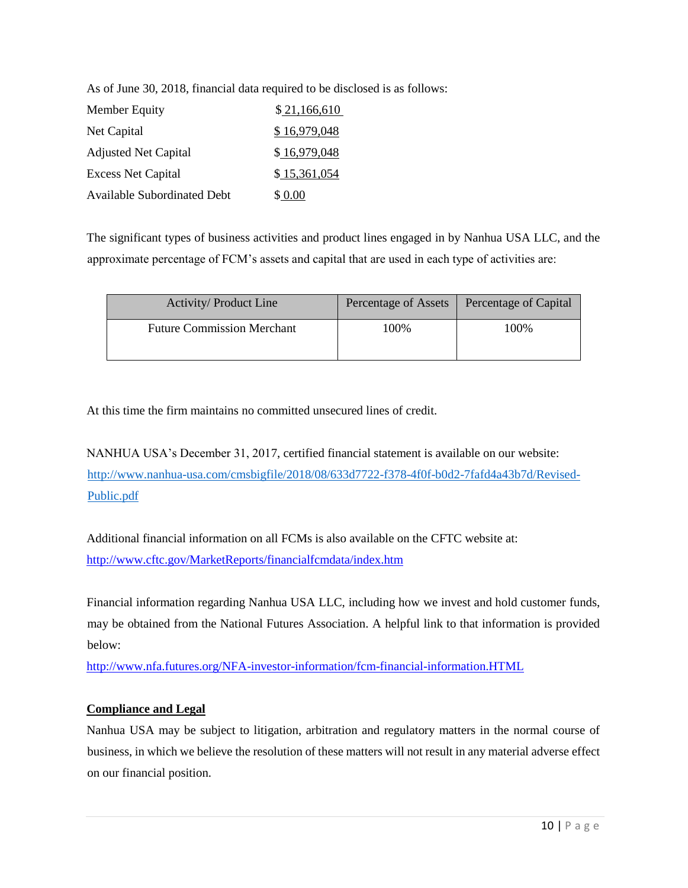As of June 30, 2018, financial data required to be disclosed is as follows:

| | |
|---|---|
| Member Equity | $ 21,166,610 |
| Net Capital | $ 16,979,048 |
| Adjusted Net Capital | $ 16,979,048 |
| Excess Net Capital | $ 15,361,054 |
| Available Subordinated Debt | $ 0.00 |

The significant types of business activities and product lines engaged in by Nanhua USA LLC, and the approximate percentage of FCM's assets and capital that are used in each type of activities are:

| Activity/ Product Line | Percentage of Assets | Percentage of Capital |
|---|---|---|
| Future Commission Merchant | 100% | 100% |

At this time the firm maintains no committed unsecured lines of credit.

NANHUA USA's December 31, 2017, certified financial statement is available on our website: http://www.nanhua-usa.com/cmsbigfile/2018/08/633d7722-f378-4f0f-b0d2-7fafd4a43b7d/Revised-Public.pdf

Additional financial information on all FCMs is also available on the CFTC website at: http://www.cftc.gov/MarketReports/financialfcmdata/index.htm

Financial information regarding Nanhua USA LLC, including how we invest and hold customer funds, may be obtained from the National Futures Association. A helpful link to that information is provided below:
http://www.nfa.futures.org/NFA-investor-information/fcm-financial-information.HTML

**Compliance and Legal**

Nanhua USA may be subject to litigation, arbitration and regulatory matters in the normal course of business, in which we believe the resolution of these matters will not result in any material adverse effect on our financial position.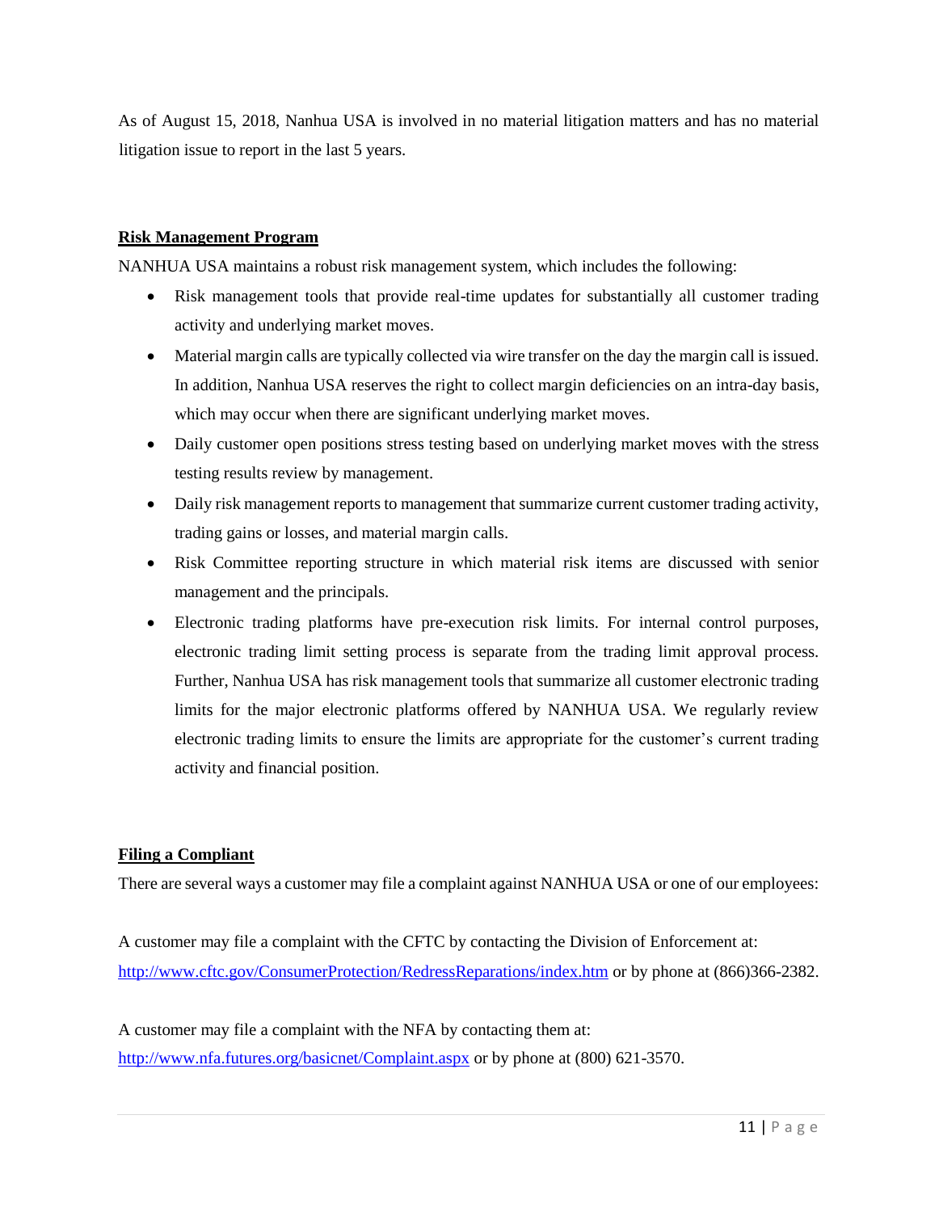As of August 15, 2018, Nanhua USA is involved in no material litigation matters and has no material litigation issue to report in the last 5 years.

## Risk Management Program

NANHUA USA maintains a robust risk management system, which includes the following:

- Risk management tools that provide real-time updates for substantially all customer trading activity and underlying market moves.
- Material margin calls are typically collected via wire transfer on the day the margin call is issued. In addition, Nanhua USA reserves the right to collect margin deficiencies on an intra-day basis, which may occur when there are significant underlying market moves.
- Daily customer open positions stress testing based on underlying market moves with the stress testing results review by management.
- Daily risk management reports to management that summarize current customer trading activity, trading gains or losses, and material margin calls.
- Risk Committee reporting structure in which material risk items are discussed with senior management and the principals.
- Electronic trading platforms have pre-execution risk limits. For internal control purposes, electronic trading limit setting process is separate from the trading limit approval process. Further, Nanhua USA has risk management tools that summarize all customer electronic trading limits for the major electronic platforms offered by NANHUA USA. We regularly review electronic trading limits to ensure the limits are appropriate for the customer's current trading activity and financial position.

## Filing a Compliant

There are several ways a customer may file a complaint against NANHUA USA or one of our employees:

A customer may file a complaint with the CFTC by contacting the Division of Enforcement at: http://www.cftc.gov/ConsumerProtection/RedressReparations/index.htm or by phone at (866)366-2382.

A customer may file a complaint with the NFA by contacting them at: http://www.nfa.futures.org/basicnet/Complaint.aspx or by phone at (800) 621-3570.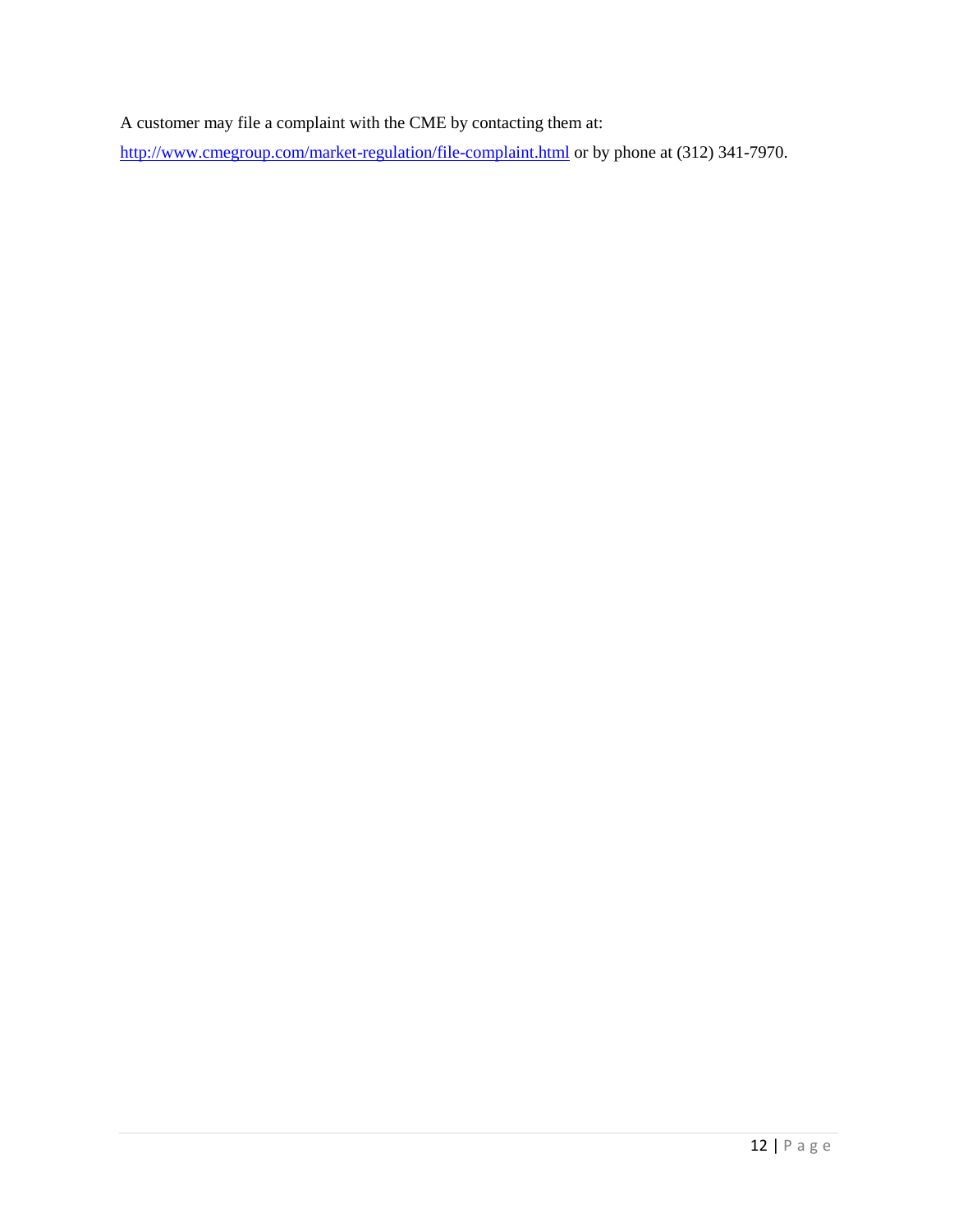A customer may file a complaint with the CME by contacting them at:

http://www.cmegroup.com/market-regulation/file-complaint.html or by phone at (312) 341-7970.